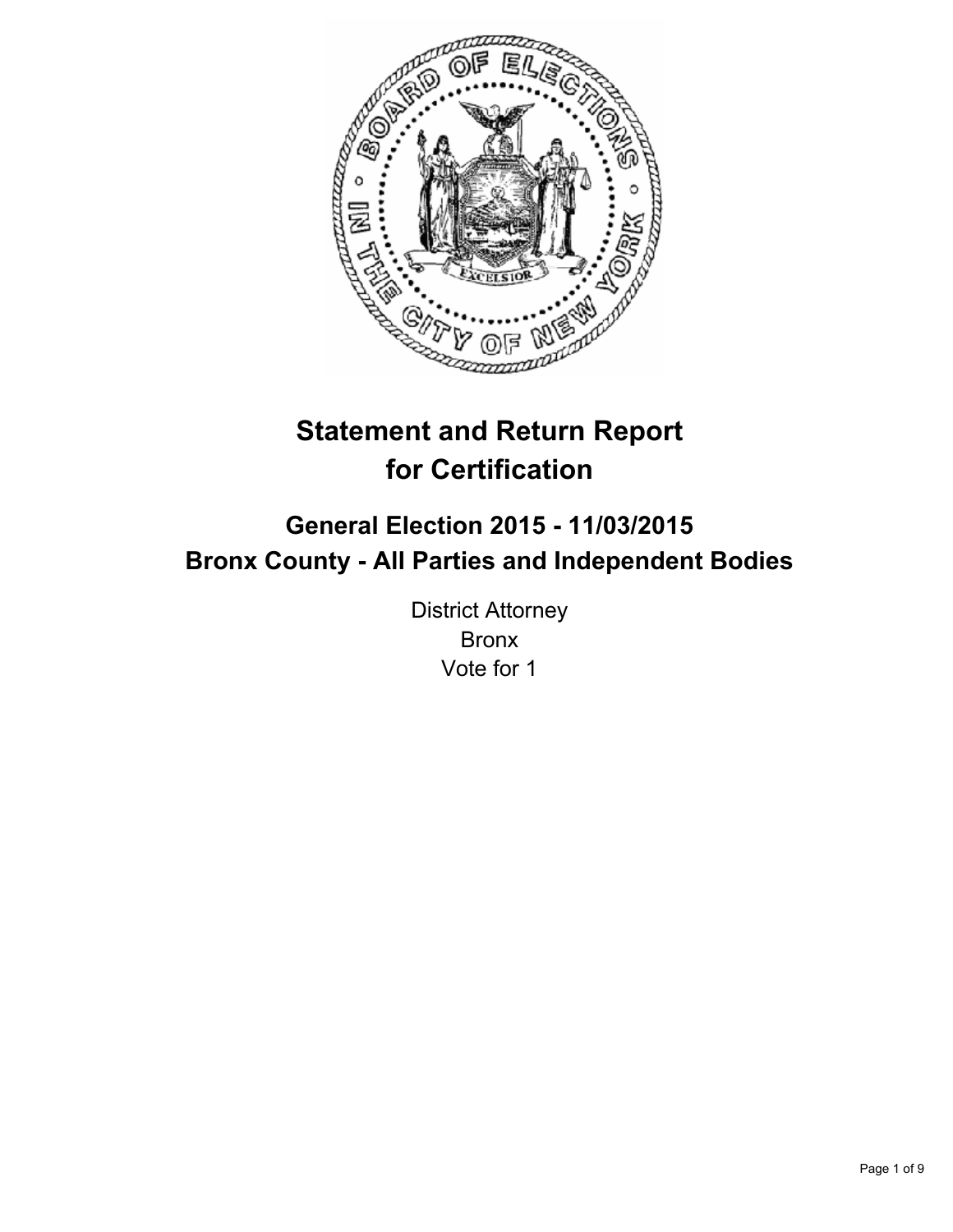# Statement and Return Report for Certification

## General Election 2015 - 11/03/2015
## Bronx County - All Parties and Independent Bodies

District Attorney
Bronx
Vote for 1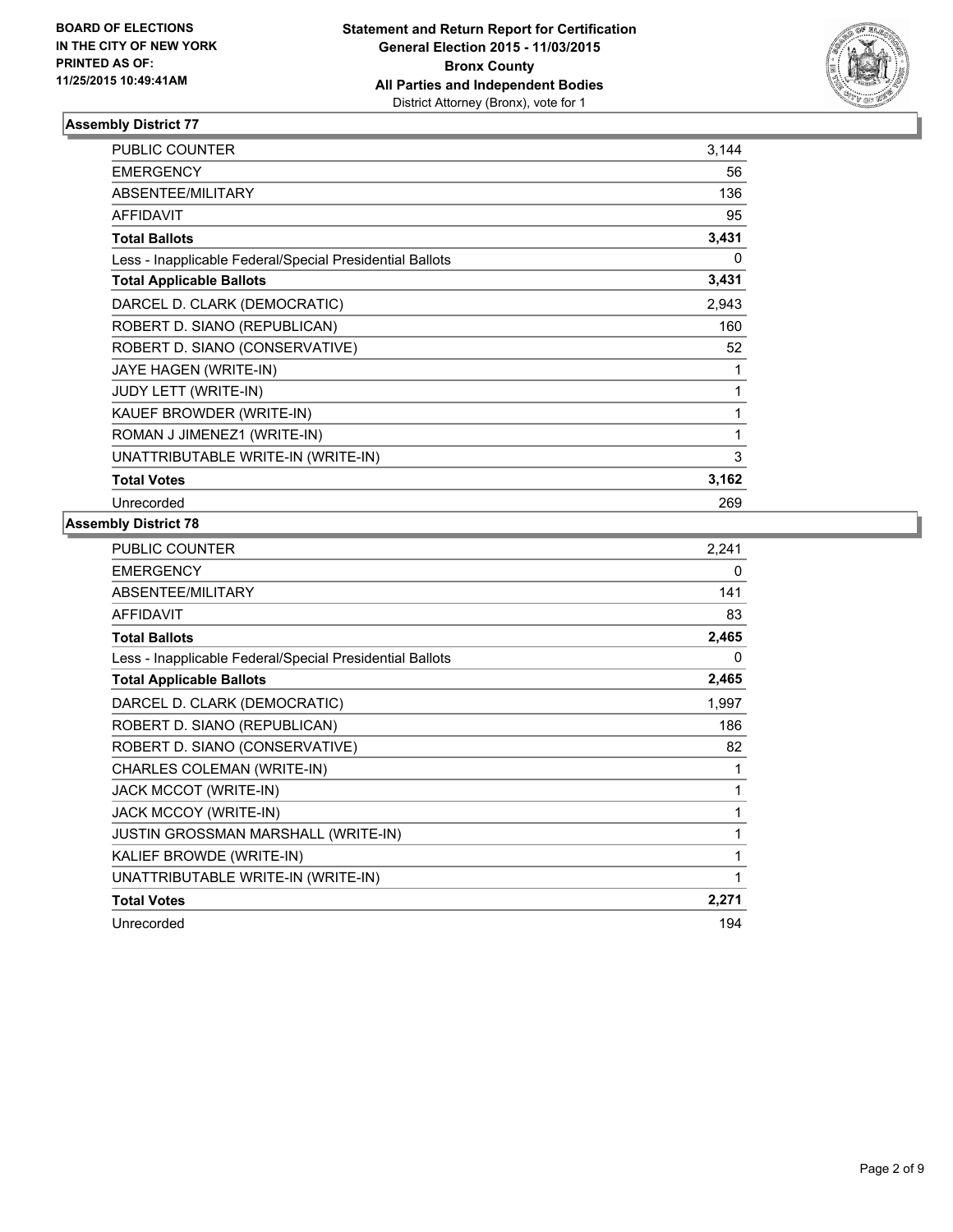**BOARD OF ELECTIONS IN THE CITY OF NEW YORK PRINTED AS OF: 11/25/2015 10:49:41AM**

**Statement and Return Report for Certification General Election 2015 - 11/03/2015 Bronx County All Parties and Independent Bodies**
District Attorney (Bronx), vote for 1

## Assembly District 77

| | |
|---|---|
| PUBLIC COUNTER | 3,144 |
| EMERGENCY | 56 |
| ABSENTEE/MILITARY | 136 |
| AFFIDAVIT | 95 |
| **Total Ballots** | **3,431** |
| Less - Inapplicable Federal/Special Presidential Ballots | 0 |
| **Total Applicable Ballots** | **3,431** |
| DARCEL D. CLARK (DEMOCRATIC) | 2,943 |
| ROBERT D. SIANO (REPUBLICAN) | 160 |
| ROBERT D. SIANO (CONSERVATIVE) | 52 |
| JAYE HAGEN (WRITE-IN) | 1 |
| JUDY LETT (WRITE-IN) | 1 |
| KAUEF BROWDER (WRITE-IN) | 1 |
| ROMAN J JIMENEZ1 (WRITE-IN) | 1 |
| UNATTRIBUTABLE WRITE-IN (WRITE-IN) | 3 |
| **Total Votes** | **3,162** |
| Unrecorded | 269 |

## Assembly District 78

| | |
|---|---|
| PUBLIC COUNTER | 2,241 |
| EMERGENCY | 0 |
| ABSENTEE/MILITARY | 141 |
| AFFIDAVIT | 83 |
| **Total Ballots** | **2,465** |
| Less - Inapplicable Federal/Special Presidential Ballots | 0 |
| **Total Applicable Ballots** | **2,465** |
| DARCEL D. CLARK (DEMOCRATIC) | 1,997 |
| ROBERT D. SIANO (REPUBLICAN) | 186 |
| ROBERT D. SIANO (CONSERVATIVE) | 82 |
| CHARLES COLEMAN (WRITE-IN) | 1 |
| JACK MCCOT (WRITE-IN) | 1 |
| JACK MCCOY (WRITE-IN) | 1 |
| JUSTIN GROSSMAN MARSHALL (WRITE-IN) | 1 |
| KALIEF BROWDE (WRITE-IN) | 1 |
| UNATTRIBUTABLE WRITE-IN (WRITE-IN) | 1 |
| **Total Votes** | **2,271** |
| Unrecorded | 194 |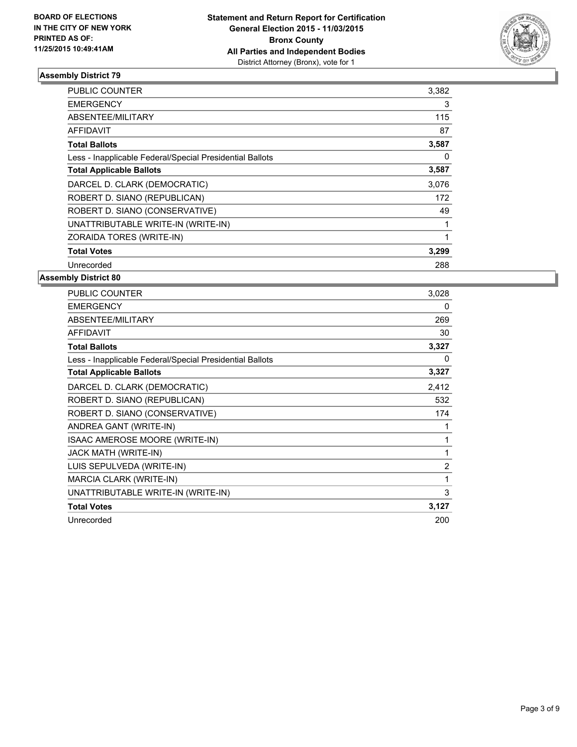**BOARD OF ELECTIONS IN THE CITY OF NEW YORK PRINTED AS OF: 11/25/2015 10:49:41AM**

**Statement and Return Report for Certification General Election 2015 - 11/03/2015 Bronx County All Parties and Independent Bodies**
District Attorney (Bronx), vote for 1

## Assembly District 79

| | |
|---|---|
| PUBLIC COUNTER | 3,382 |
| EMERGENCY | 3 |
| ABSENTEE/MILITARY | 115 |
| AFFIDAVIT | 87 |
| **Total Ballots** | **3,587** |
| Less - Inapplicable Federal/Special Presidential Ballots | 0 |
| **Total Applicable Ballots** | **3,587** |
| DARCEL D. CLARK (DEMOCRATIC) | 3,076 |
| ROBERT D. SIANO (REPUBLICAN) | 172 |
| ROBERT D. SIANO (CONSERVATIVE) | 49 |
| UNATTRIBUTABLE WRITE-IN (WRITE-IN) | 1 |
| ZORAIDA TORES (WRITE-IN) | 1 |
| **Total Votes** | **3,299** |
| Unrecorded | 288 |

## Assembly District 80

| | |
|---|---|
| PUBLIC COUNTER | 3,028 |
| EMERGENCY | 0 |
| ABSENTEE/MILITARY | 269 |
| AFFIDAVIT | 30 |
| **Total Ballots** | **3,327** |
| Less - Inapplicable Federal/Special Presidential Ballots | 0 |
| **Total Applicable Ballots** | **3,327** |
| DARCEL D. CLARK (DEMOCRATIC) | 2,412 |
| ROBERT D. SIANO (REPUBLICAN) | 532 |
| ROBERT D. SIANO (CONSERVATIVE) | 174 |
| ANDREA GANT (WRITE-IN) | 1 |
| ISAAC AMEROSE MOORE (WRITE-IN) | 1 |
| JACK MATH (WRITE-IN) | 1 |
| LUIS SEPULVEDA (WRITE-IN) | 2 |
| MARCIA CLARK (WRITE-IN) | 1 |
| UNATTRIBUTABLE WRITE-IN (WRITE-IN) | 3 |
| **Total Votes** | **3,127** |
| Unrecorded | 200 |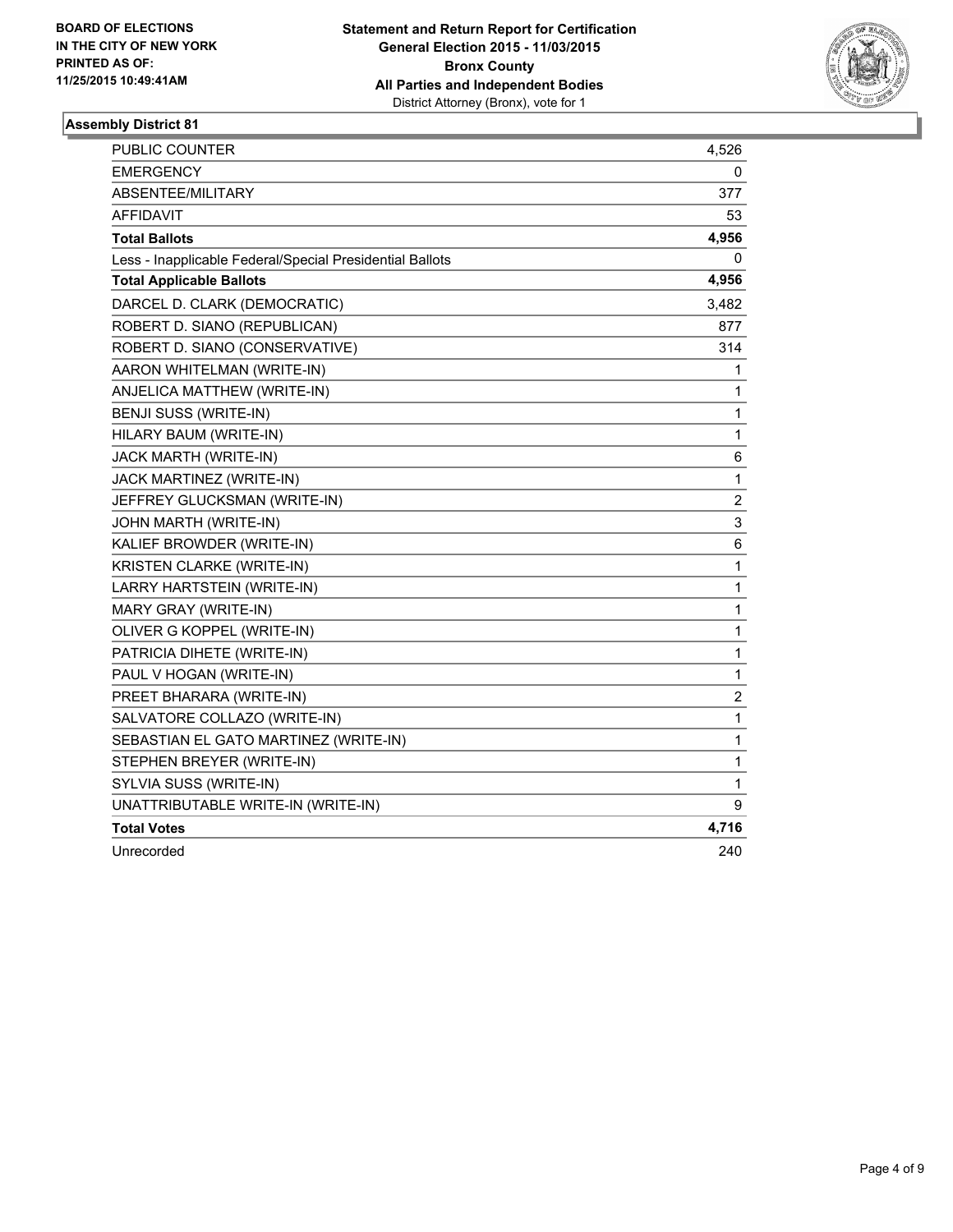BOARD OF ELECTIONS
IN THE CITY OF NEW YORK
PRINTED AS OF:
11/25/2015 10:49:41AM

**Statement and Return Report for Certification**
**General Election 2015 - 11/03/2015**
**Bronx County**
**All Parties and Independent Bodies**
District Attorney (Bronx), vote for 1

### Assembly District 81

| | |
|---|---|
| PUBLIC COUNTER | 4,526 |
| EMERGENCY | 0 |
| ABSENTEE/MILITARY | 377 |
| AFFIDAVIT | 53 |
| **Total Ballots** | **4,956** |
| Less - Inapplicable Federal/Special Presidential Ballots | 0 |
| **Total Applicable Ballots** | **4,956** |
| DARCEL D. CLARK (DEMOCRATIC) | 3,482 |
| ROBERT D. SIANO (REPUBLICAN) | 877 |
| ROBERT D. SIANO (CONSERVATIVE) | 314 |
| AARON WHITELMAN (WRITE-IN) | 1 |
| ANJELICA MATTHEW (WRITE-IN) | 1 |
| BENJI SUSS (WRITE-IN) | 1 |
| HILARY BAUM (WRITE-IN) | 1 |
| JACK MARTH (WRITE-IN) | 6 |
| JACK MARTINEZ (WRITE-IN) | 1 |
| JEFFREY GLUCKSMAN (WRITE-IN) | 2 |
| JOHN MARTH (WRITE-IN) | 3 |
| KALIEF BROWDER (WRITE-IN) | 6 |
| KRISTEN CLARKE (WRITE-IN) | 1 |
| LARRY HARTSTEIN (WRITE-IN) | 1 |
| MARY GRAY (WRITE-IN) | 1 |
| OLIVER G KOPPEL (WRITE-IN) | 1 |
| PATRICIA DIHETE (WRITE-IN) | 1 |
| PAUL V HOGAN (WRITE-IN) | 1 |
| PREET BHARARA (WRITE-IN) | 2 |
| SALVATORE COLLAZO (WRITE-IN) | 1 |
| SEBASTIAN EL GATO MARTINEZ (WRITE-IN) | 1 |
| STEPHEN BREYER (WRITE-IN) | 1 |
| SYLVIA SUSS (WRITE-IN) | 1 |
| UNATTRIBUTABLE WRITE-IN (WRITE-IN) | 9 |
| **Total Votes** | **4,716** |
| Unrecorded | 240 |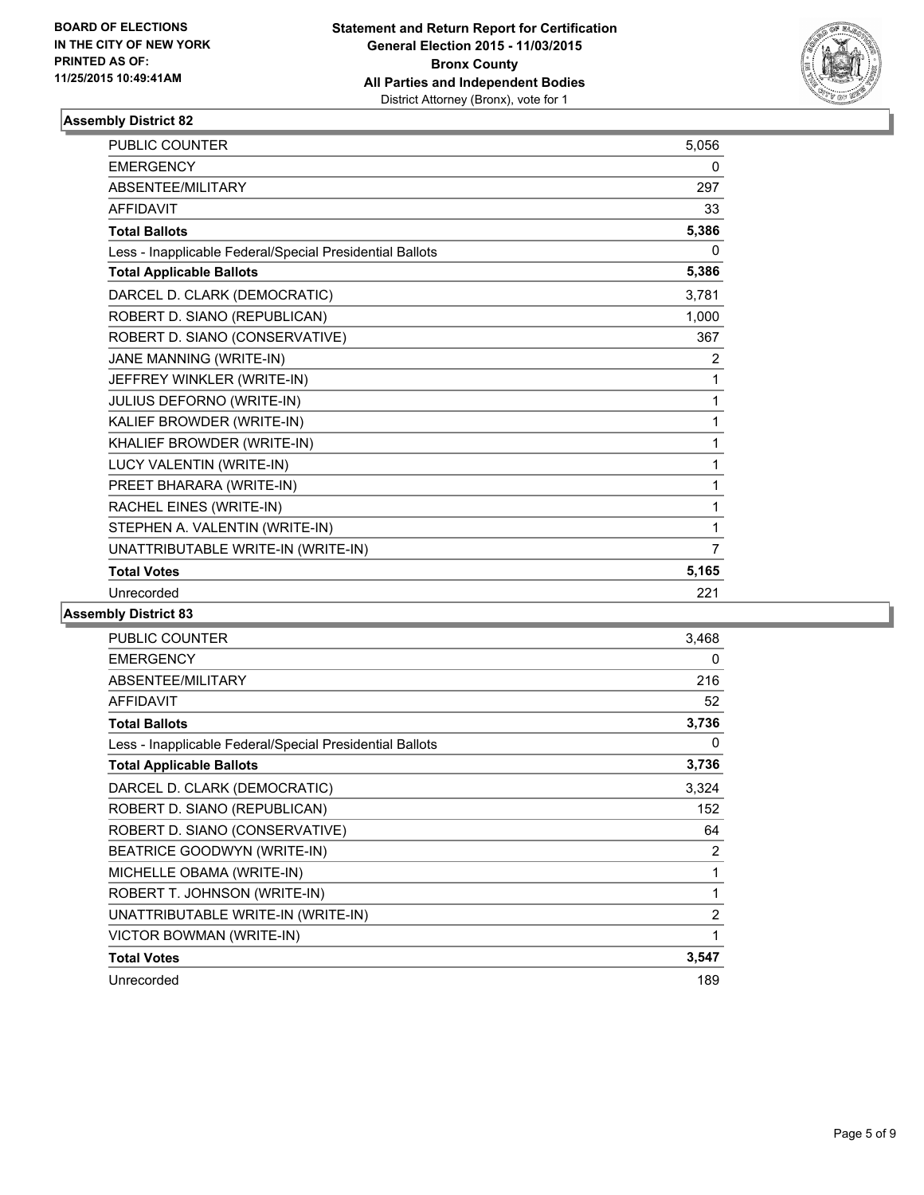**BOARD OF ELECTIONS IN THE CITY OF NEW YORK PRINTED AS OF: 11/25/2015 10:49:41AM**

**Statement and Return Report for Certification General Election 2015 - 11/03/2015 Bronx County All Parties and Independent Bodies**
District Attorney (Bronx), vote for 1

### Assembly District 82

| | |
|---|---|
| PUBLIC COUNTER | 5,056 |
| EMERGENCY | 0 |
| ABSENTEE/MILITARY | 297 |
| AFFIDAVIT | 33 |
| **Total Ballots** | **5,386** |
| Less - Inapplicable Federal/Special Presidential Ballots | 0 |
| **Total Applicable Ballots** | **5,386** |
| DARCEL D. CLARK (DEMOCRATIC) | 3,781 |
| ROBERT D. SIANO (REPUBLICAN) | 1,000 |
| ROBERT D. SIANO (CONSERVATIVE) | 367 |
| JANE MANNING (WRITE-IN) | 2 |
| JEFFREY WINKLER (WRITE-IN) | 1 |
| JULIUS DEFORNO (WRITE-IN) | 1 |
| KALIEF BROWDER (WRITE-IN) | 1 |
| KHALIEF BROWDER (WRITE-IN) | 1 |
| LUCY VALENTIN (WRITE-IN) | 1 |
| PREET BHARARA (WRITE-IN) | 1 |
| RACHEL EINES (WRITE-IN) | 1 |
| STEPHEN A. VALENTIN (WRITE-IN) | 1 |
| UNATTRIBUTABLE WRITE-IN (WRITE-IN) | 7 |
| **Total Votes** | **5,165** |
| Unrecorded | 221 |

### Assembly District 83

| | |
|---|---|
| PUBLIC COUNTER | 3,468 |
| EMERGENCY | 0 |
| ABSENTEE/MILITARY | 216 |
| AFFIDAVIT | 52 |
| **Total Ballots** | **3,736** |
| Less - Inapplicable Federal/Special Presidential Ballots | 0 |
| **Total Applicable Ballots** | **3,736** |
| DARCEL D. CLARK (DEMOCRATIC) | 3,324 |
| ROBERT D. SIANO (REPUBLICAN) | 152 |
| ROBERT D. SIANO (CONSERVATIVE) | 64 |
| BEATRICE GOODWYN (WRITE-IN) | 2 |
| MICHELLE OBAMA (WRITE-IN) | 1 |
| ROBERT T. JOHNSON (WRITE-IN) | 1 |
| UNATTRIBUTABLE WRITE-IN (WRITE-IN) | 2 |
| VICTOR BOWMAN (WRITE-IN) | 1 |
| **Total Votes** | **3,547** |
| Unrecorded | 189 |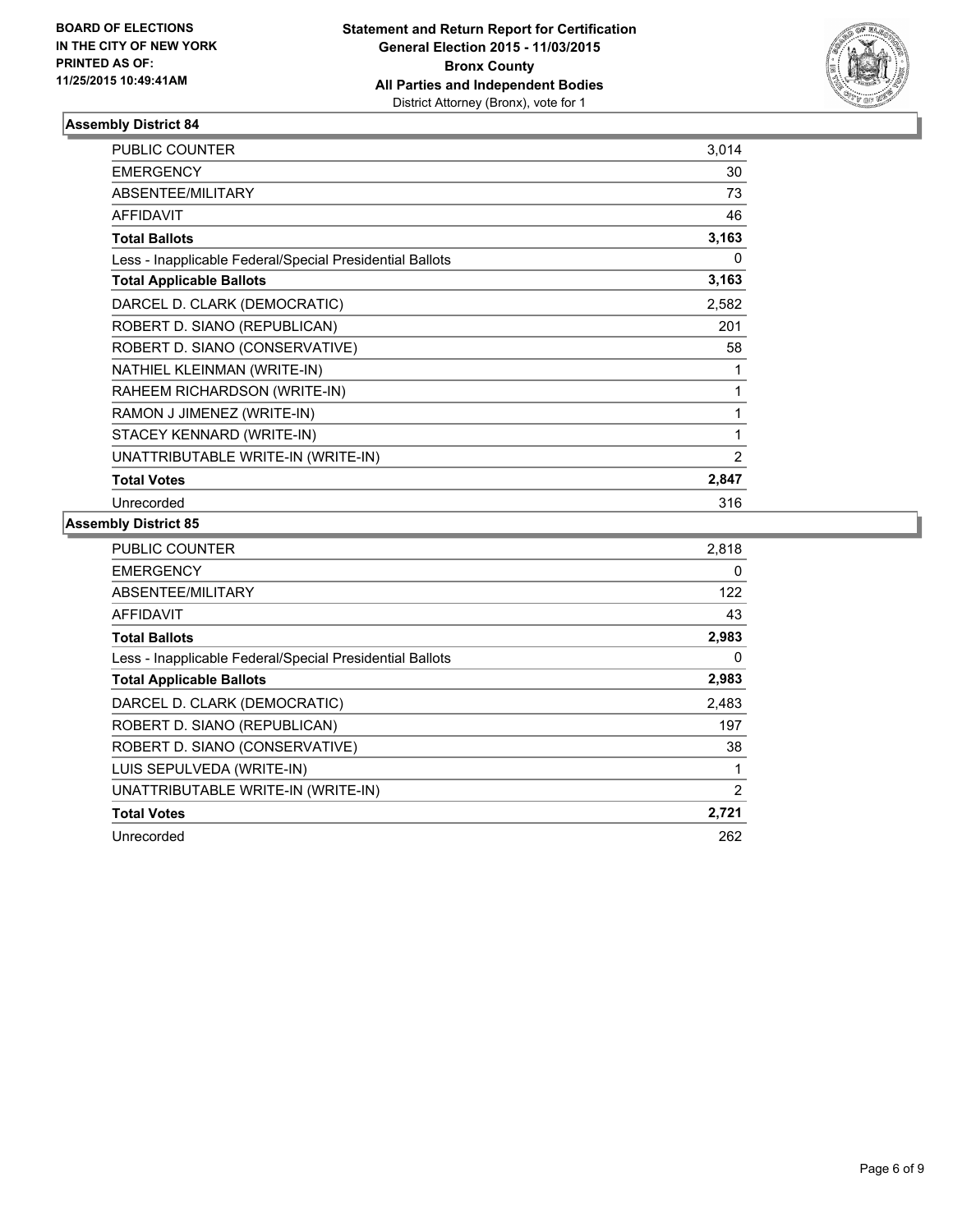**BOARD OF ELECTIONS IN THE CITY OF NEW YORK PRINTED AS OF: 11/25/2015 10:49:41AM**

**Statement and Return Report for Certification General Election 2015 - 11/03/2015 Bronx County All Parties and Independent Bodies**
District Attorney (Bronx), vote for 1

### Assembly District 84

| | |
|---|---|
| PUBLIC COUNTER | 3,014 |
| EMERGENCY | 30 |
| ABSENTEE/MILITARY | 73 |
| AFFIDAVIT | 46 |
| **Total Ballots** | **3,163** |
| Less - Inapplicable Federal/Special Presidential Ballots | 0 |
| **Total Applicable Ballots** | **3,163** |
| DARCEL D. CLARK (DEMOCRATIC) | 2,582 |
| ROBERT D. SIANO (REPUBLICAN) | 201 |
| ROBERT D. SIANO (CONSERVATIVE) | 58 |
| NATHIEL KLEINMAN (WRITE-IN) | 1 |
| RAHEEM RICHARDSON (WRITE-IN) | 1 |
| RAMON J JIMENEZ (WRITE-IN) | 1 |
| STACEY KENNARD (WRITE-IN) | 1 |
| UNATTRIBUTABLE WRITE-IN (WRITE-IN) | 2 |
| **Total Votes** | **2,847** |
| Unrecorded | 316 |

### Assembly District 85

| | |
|---|---|
| PUBLIC COUNTER | 2,818 |
| EMERGENCY | 0 |
| ABSENTEE/MILITARY | 122 |
| AFFIDAVIT | 43 |
| **Total Ballots** | **2,983** |
| Less - Inapplicable Federal/Special Presidential Ballots | 0 |
| **Total Applicable Ballots** | **2,983** |
| DARCEL D. CLARK (DEMOCRATIC) | 2,483 |
| ROBERT D. SIANO (REPUBLICAN) | 197 |
| ROBERT D. SIANO (CONSERVATIVE) | 38 |
| LUIS SEPULVEDA (WRITE-IN) | 1 |
| UNATTRIBUTABLE WRITE-IN (WRITE-IN) | 2 |
| **Total Votes** | **2,721** |
| Unrecorded | 262 |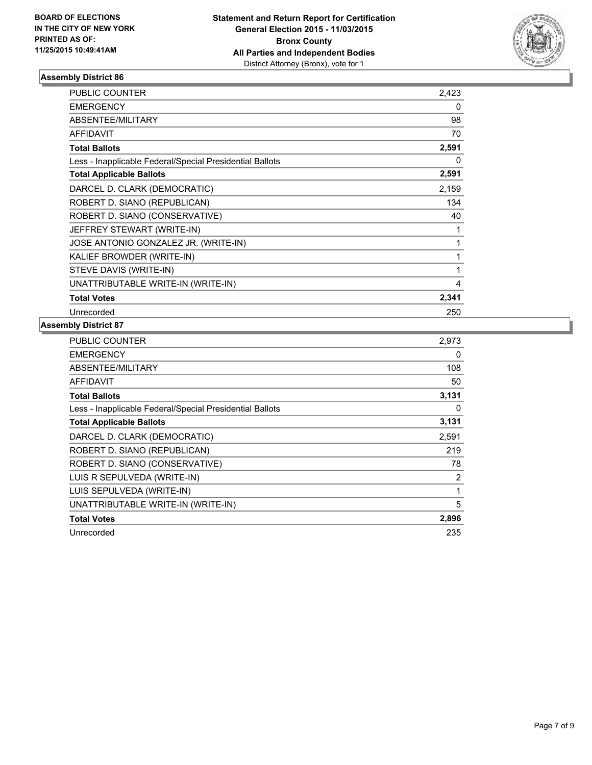**BOARD OF ELECTIONS IN THE CITY OF NEW YORK PRINTED AS OF: 11/25/2015 10:49:41AM**

**Statement and Return Report for Certification General Election 2015 - 11/03/2015 Bronx County All Parties and Independent Bodies**
District Attorney (Bronx), vote for 1

### Assembly District 86

| | |
|---|---|
| PUBLIC COUNTER | 2,423 |
| EMERGENCY | 0 |
| ABSENTEE/MILITARY | 98 |
| AFFIDAVIT | 70 |
| **Total Ballots** | **2,591** |
| Less - Inapplicable Federal/Special Presidential Ballots | 0 |
| **Total Applicable Ballots** | **2,591** |
| DARCEL D. CLARK (DEMOCRATIC) | 2,159 |
| ROBERT D. SIANO (REPUBLICAN) | 134 |
| ROBERT D. SIANO (CONSERVATIVE) | 40 |
| JEFFREY STEWART (WRITE-IN) | 1 |
| JOSE ANTONIO GONZALEZ JR. (WRITE-IN) | 1 |
| KALIEF BROWDER (WRITE-IN) | 1 |
| STEVE DAVIS (WRITE-IN) | 1 |
| UNATTRIBUTABLE WRITE-IN (WRITE-IN) | 4 |
| **Total Votes** | **2,341** |
| Unrecorded | 250 |

### Assembly District 87

| | |
|---|---|
| PUBLIC COUNTER | 2,973 |
| EMERGENCY | 0 |
| ABSENTEE/MILITARY | 108 |
| AFFIDAVIT | 50 |
| **Total Ballots** | **3,131** |
| Less - Inapplicable Federal/Special Presidential Ballots | 0 |
| **Total Applicable Ballots** | **3,131** |
| DARCEL D. CLARK (DEMOCRATIC) | 2,591 |
| ROBERT D. SIANO (REPUBLICAN) | 219 |
| ROBERT D. SIANO (CONSERVATIVE) | 78 |
| LUIS R SEPULVEDA (WRITE-IN) | 2 |
| LUIS SEPULVEDA (WRITE-IN) | 1 |
| UNATTRIBUTABLE WRITE-IN (WRITE-IN) | 5 |
| **Total Votes** | **2,896** |
| Unrecorded | 235 |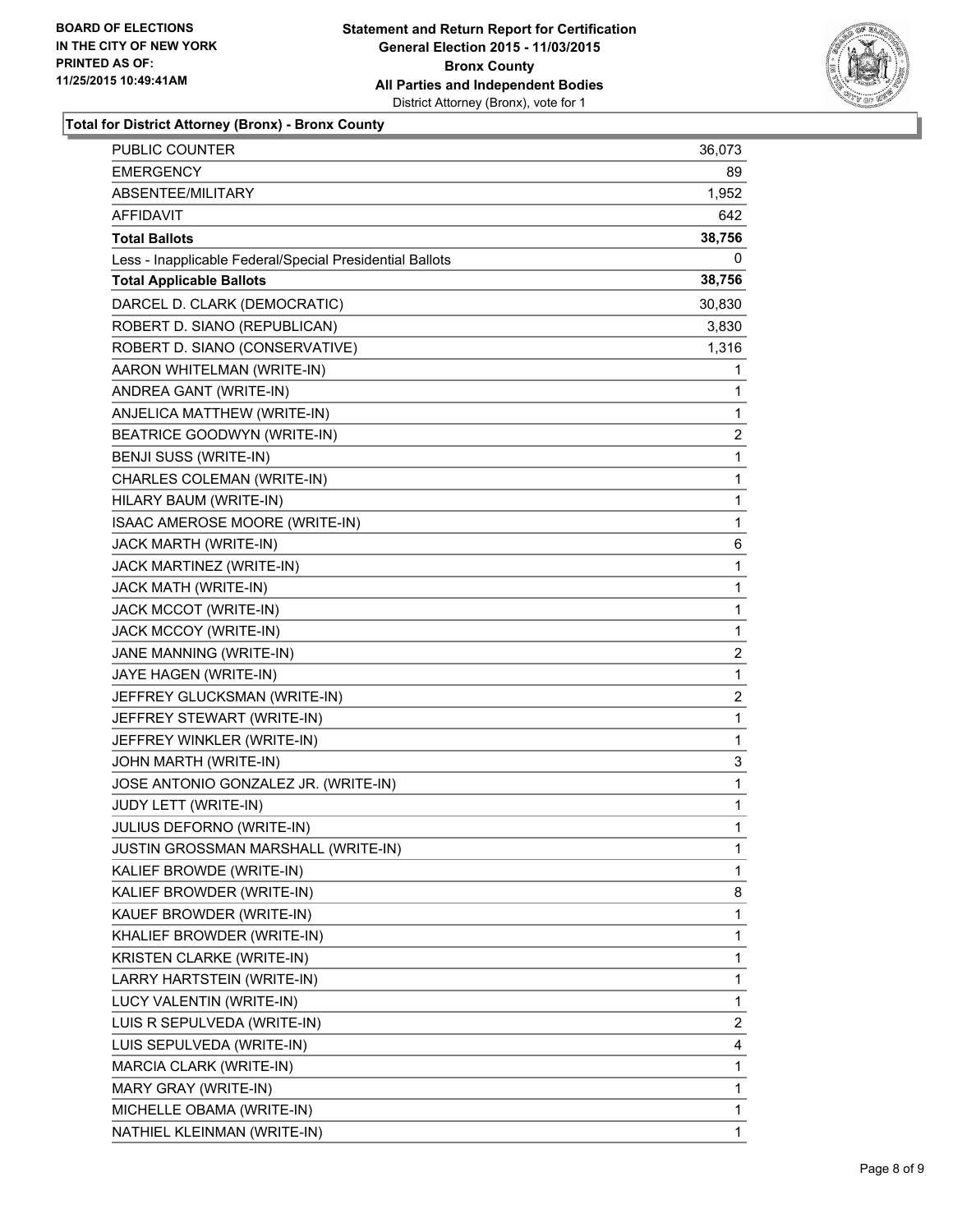**BOARD OF ELECTIONS IN THE CITY OF NEW YORK PRINTED AS OF: 11/25/2015 10:49:41AM**

**Statement and Return Report for Certification**
**General Election 2015 - 11/03/2015**
**Bronx County**
**All Parties and Independent Bodies**
District Attorney (Bronx), vote for 1

**Total for District Attorney (Bronx) - Bronx County**

| | |
|---|---|
| PUBLIC COUNTER | 36,073 |
| EMERGENCY | 89 |
| ABSENTEE/MILITARY | 1,952 |
| AFFIDAVIT | 642 |
| **Total Ballots** | **38,756** |
| Less - Inapplicable Federal/Special Presidential Ballots | 0 |
| **Total Applicable Ballots** | **38,756** |
| DARCEL D. CLARK (DEMOCRATIC) | 30,830 |
| ROBERT D. SIANO (REPUBLICAN) | 3,830 |
| ROBERT D. SIANO (CONSERVATIVE) | 1,316 |
| AARON WHITELMAN (WRITE-IN) | 1 |
| ANDREA GANT (WRITE-IN) | 1 |
| ANJELICA MATTHEW (WRITE-IN) | 1 |
| BEATRICE GOODWYN (WRITE-IN) | 2 |
| BENJI SUSS (WRITE-IN) | 1 |
| CHARLES COLEMAN (WRITE-IN) | 1 |
| HILARY BAUM (WRITE-IN) | 1 |
| ISAAC AMEROSE MOORE (WRITE-IN) | 1 |
| JACK MARTH (WRITE-IN) | 6 |
| JACK MARTINEZ (WRITE-IN) | 1 |
| JACK MATH (WRITE-IN) | 1 |
| JACK MCCOT (WRITE-IN) | 1 |
| JACK MCCOY (WRITE-IN) | 1 |
| JANE MANNING (WRITE-IN) | 2 |
| JAYE HAGEN (WRITE-IN) | 1 |
| JEFFREY GLUCKSMAN (WRITE-IN) | 2 |
| JEFFREY STEWART (WRITE-IN) | 1 |
| JEFFREY WINKLER (WRITE-IN) | 1 |
| JOHN MARTH (WRITE-IN) | 3 |
| JOSE ANTONIO GONZALEZ JR. (WRITE-IN) | 1 |
| JUDY LETT (WRITE-IN) | 1 |
| JULIUS DEFORNO (WRITE-IN) | 1 |
| JUSTIN GROSSMAN MARSHALL (WRITE-IN) | 1 |
| KALIEF BROWDE (WRITE-IN) | 1 |
| KALIEF BROWDER (WRITE-IN) | 8 |
| KAUEF BROWDER (WRITE-IN) | 1 |
| KHALIEF BROWDER (WRITE-IN) | 1 |
| KRISTEN CLARKE (WRITE-IN) | 1 |
| LARRY HARTSTEIN (WRITE-IN) | 1 |
| LUCY VALENTIN (WRITE-IN) | 1 |
| LUIS R SEPULVEDA (WRITE-IN) | 2 |
| LUIS SEPULVEDA (WRITE-IN) | 4 |
| MARCIA CLARK (WRITE-IN) | 1 |
| MARY GRAY (WRITE-IN) | 1 |
| MICHELLE OBAMA (WRITE-IN) | 1 |
| NATHIEL KLEINMAN (WRITE-IN) | 1 |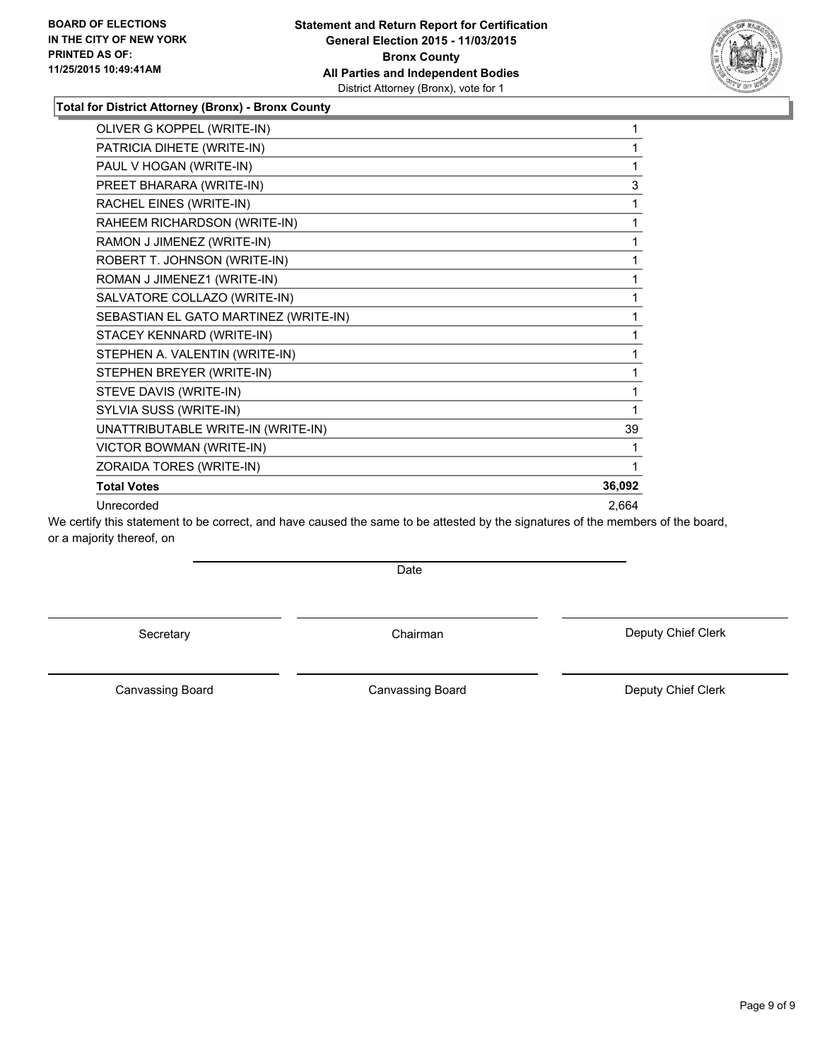**BOARD OF ELECTIONS IN THE CITY OF NEW YORK PRINTED AS OF: 11/25/2015 10:49:41AM**

**Statement and Return Report for Certification General Election 2015 - 11/03/2015 Bronx County All Parties and Independent Bodies**
District Attorney (Bronx), vote for 1

**Total for District Attorney (Bronx) - Bronx County**

| | |
|---|---|
| OLIVER G KOPPEL (WRITE-IN) | 1 |
| PATRICIA DIHETE (WRITE-IN) | 1 |
| PAUL V HOGAN (WRITE-IN) | 1 |
| PREET BHARARA (WRITE-IN) | 3 |
| RACHEL EINES (WRITE-IN) | 1 |
| RAHEEM RICHARDSON (WRITE-IN) | 1 |
| RAMON J JIMENEZ (WRITE-IN) | 1 |
| ROBERT T. JOHNSON (WRITE-IN) | 1 |
| ROMAN J JIMENEZ1 (WRITE-IN) | 1 |
| SALVATORE COLLAZO (WRITE-IN) | 1 |
| SEBASTIAN EL GATO MARTINEZ (WRITE-IN) | 1 |
| STACEY KENNARD (WRITE-IN) | 1 |
| STEPHEN A. VALENTIN (WRITE-IN) | 1 |
| STEPHEN BREYER (WRITE-IN) | 1 |
| STEVE DAVIS (WRITE-IN) | 1 |
| SYLVIA SUSS (WRITE-IN) | 1 |
| UNATTRIBUTABLE WRITE-IN (WRITE-IN) | 39 |
| VICTOR BOWMAN (WRITE-IN) | 1 |
| ZORAIDA TORES (WRITE-IN) | 1 |
| **Total Votes** | **36,092** |
| Unrecorded | 2,664 |

We certify this statement to be correct, and have caused the same to be attested by the signatures of the members of the board, or a majority thereof, on

Date

Secretary | Chairman | Deputy Chief Clerk

Canvassing Board | Canvassing Board | Deputy Chief Clerk